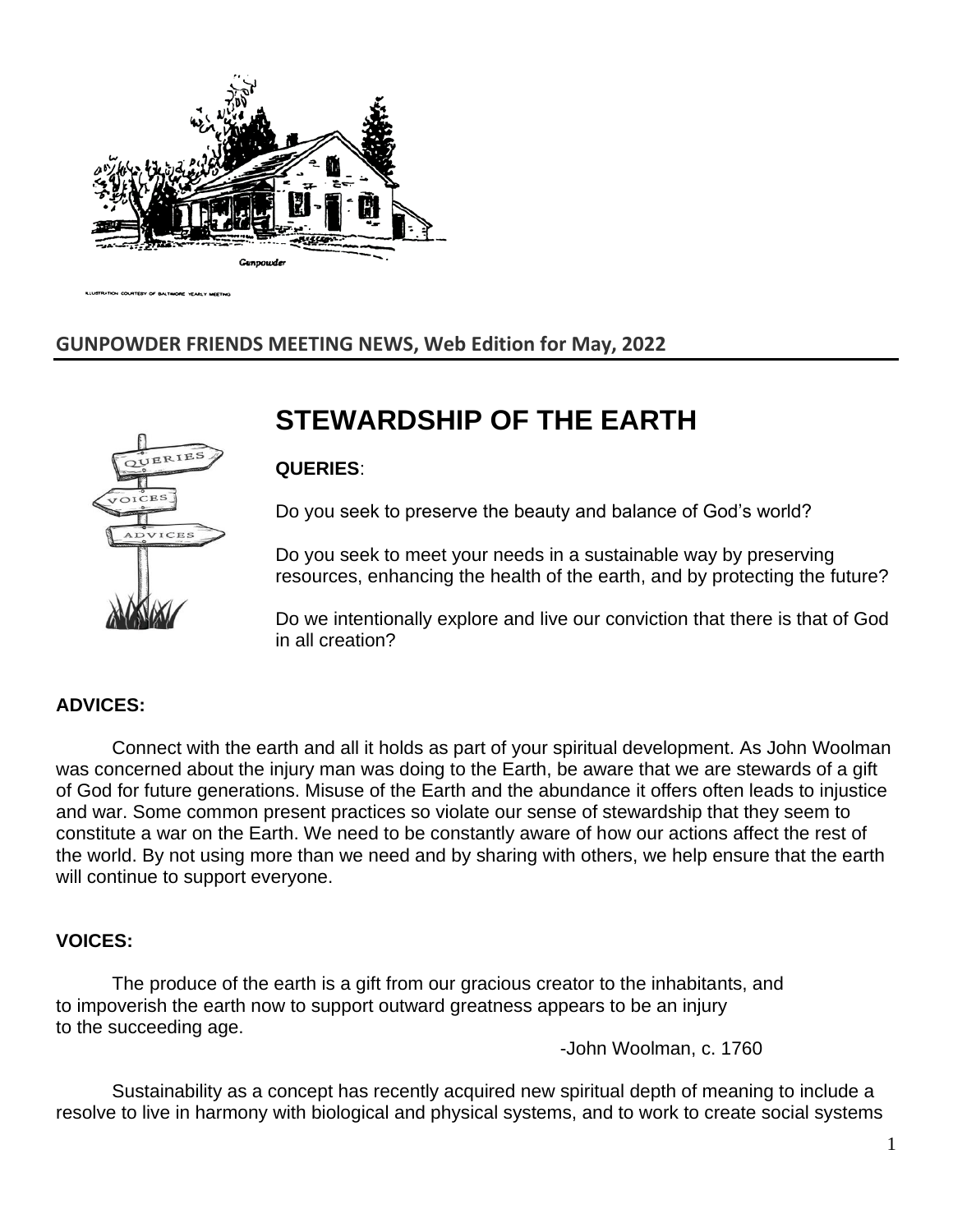Gunpowder

ILLUSTRATION COURTESY OF BALTIMORE YEARLY MEETING

**GUNPOWDER FRIENDS MEETING NEWS, Web Edition for May, 2022**

# STEWARDSHIP OF THE EARTH

**QUERIES**:

Do you seek to preserve the beauty and balance of God's world?

Do you seek to meet your needs in a sustainable way by preserving resources, enhancing the health of the earth, and by protecting the future?

Do we intentionally explore and live our conviction that there is that of God in all creation?

**ADVICES:**

Connect with the earth and all it holds as part of your spiritual development. As John Woolman was concerned about the injury man was doing to the Earth, be aware that we are stewards of a gift of God for future generations. Misuse of the Earth and the abundance it offers often leads to injustice and war. Some common present practices so violate our sense of stewardship that they seem to constitute a war on the Earth. We need to be constantly aware of how our actions affect the rest of the world. By not using more than we need and by sharing with others, we help ensure that the earth will continue to support everyone.

**VOICES:**

The produce of the earth is a gift from our gracious creator to the inhabitants, and to impoverish the earth now to support outward greatness appears to be an injury to the succeeding age.

-John Woolman, c. 1760

Sustainability as a concept has recently acquired new spiritual depth of meaning to include a resolve to live in harmony with biological and physical systems, and to work to create social systems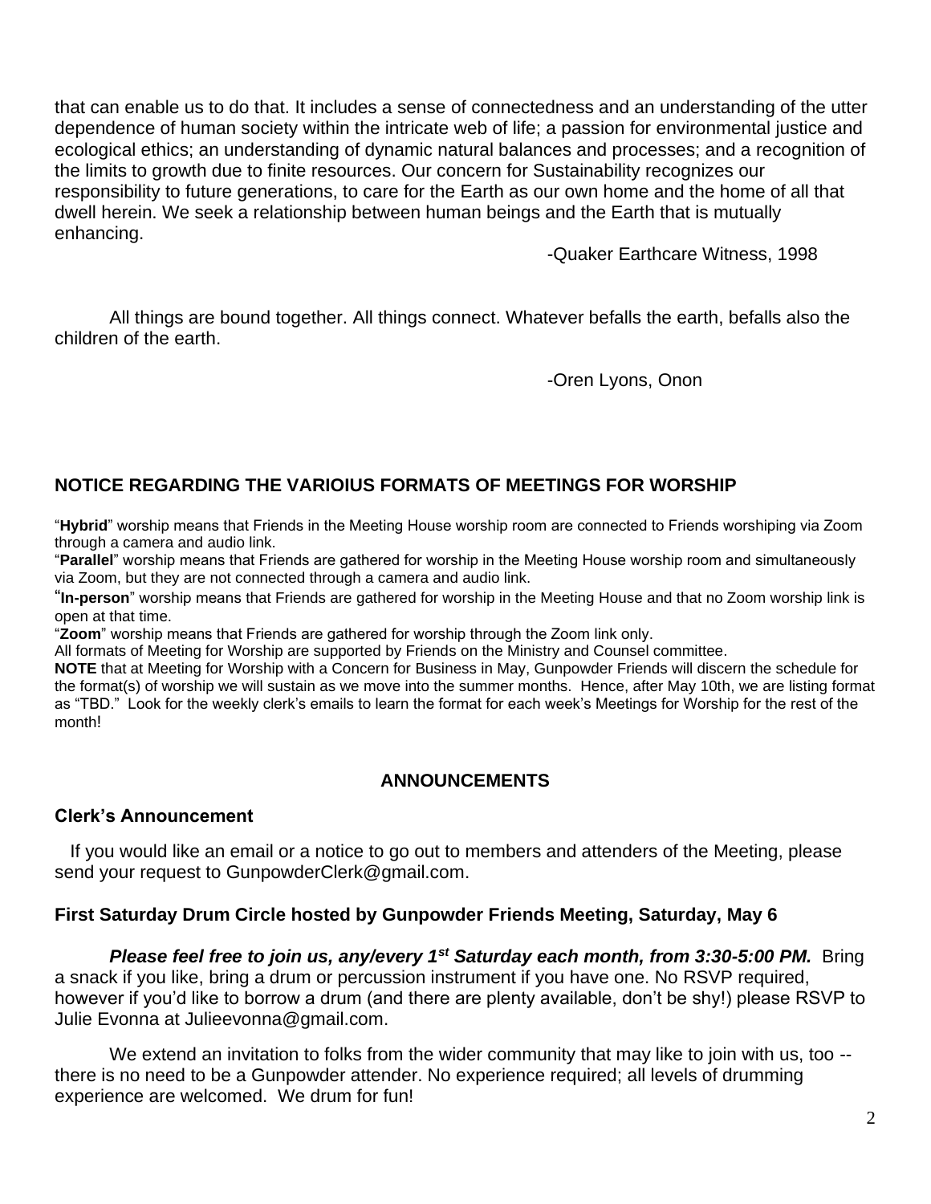that can enable us to do that. It includes a sense of connectedness and an understanding of the utter dependence of human society within the intricate web of life; a passion for environmental justice and ecological ethics; an understanding of dynamic natural balances and processes; and a recognition of the limits to growth due to finite resources. Our concern for Sustainability recognizes our responsibility to future generations, to care for the Earth as our own home and the home of all that dwell herein. We seek a relationship between human beings and the Earth that is mutually enhancing.

-Quaker Earthcare Witness, 1998

All things are bound together. All things connect. Whatever befalls the earth, befalls also the children of the earth.

-Oren Lyons, Onon

### NOTICE REGARDING THE VARIOIUS FORMATS OF MEETINGS FOR WORSHIP

"**Hybrid**" worship means that Friends in the Meeting House worship room are connected to Friends worshiping via Zoom through a camera and audio link.

"**Parallel**" worship means that Friends are gathered for worship in the Meeting House worship room and simultaneously via Zoom, but they are not connected through a camera and audio link.

"**In-person**" worship means that Friends are gathered for worship in the Meeting House and that no Zoom worship link is open at that time.

"**Zoom**" worship means that Friends are gathered for worship through the Zoom link only.

All formats of Meeting for Worship are supported by Friends on the Ministry and Counsel committee.

**NOTE** that at Meeting for Worship with a Concern for Business in May, Gunpowder Friends will discern the schedule for the format(s) of worship we will sustain as we move into the summer months. Hence, after May 10th, we are listing format as "TBD." Look for the weekly clerk's emails to learn the format for each week's Meetings for Worship for the rest of the month!

## ANNOUNCEMENTS

### Clerk's Announcement

If you would like an email or a notice to go out to members and attenders of the Meeting, please send your request to GunpowderClerk@gmail.com.

### First Saturday Drum Circle hosted by Gunpowder Friends Meeting, Saturday, May 6

***Please feel free to join us, any/every 1st Saturday each month, from 3:30-5:00 PM.*** Bring a snack if you like, bring a drum or percussion instrument if you have one. No RSVP required, however if you'd like to borrow a drum (and there are plenty available, don't be shy!) please RSVP to Julie Evonna at Julieevonna@gmail.com.

We extend an invitation to folks from the wider community that may like to join with us, too -- there is no need to be a Gunpowder attender. No experience required; all levels of drumming experience are welcomed. We drum for fun!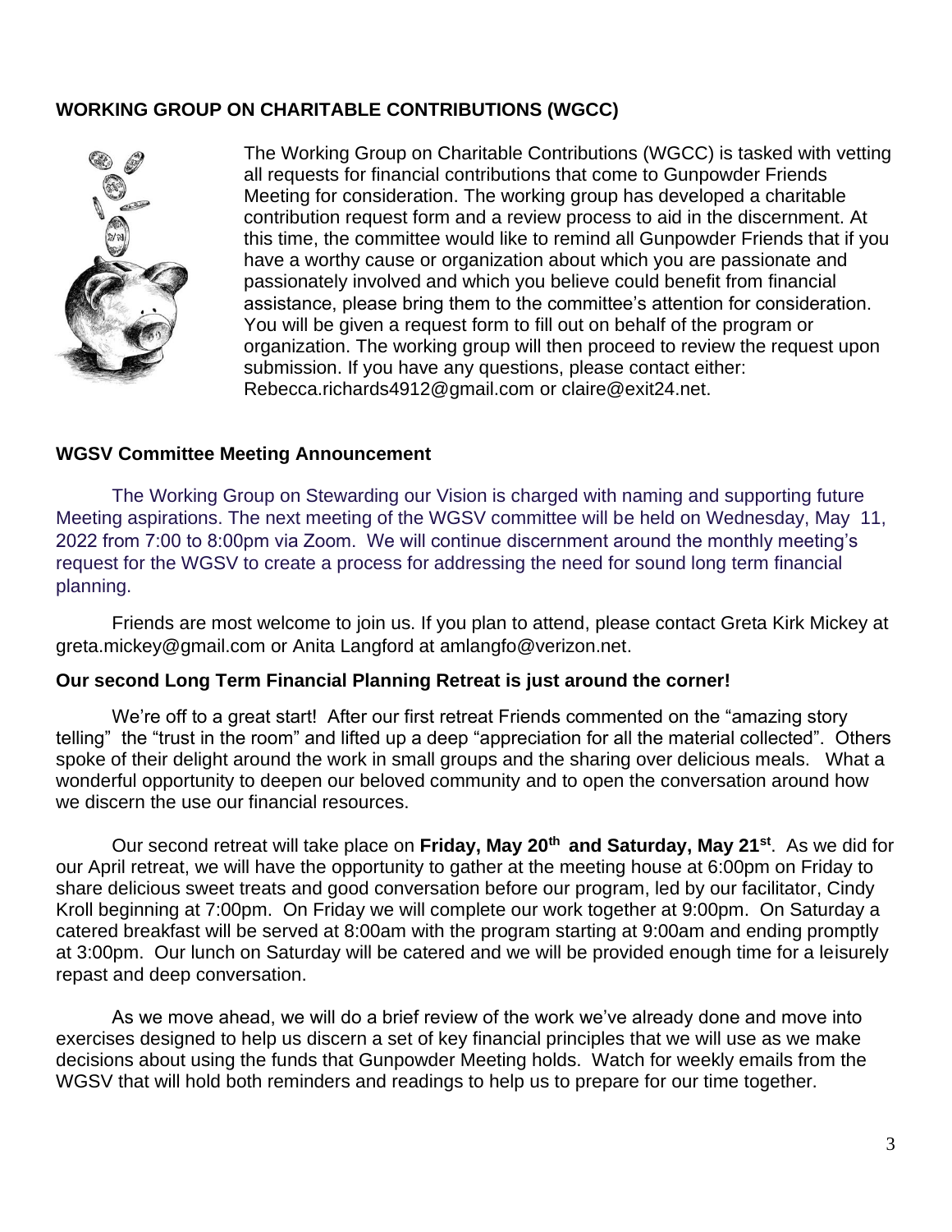## WORKING GROUP ON CHARITABLE CONTRIBUTIONS (WGCC)

The Working Group on Charitable Contributions (WGCC) is tasked with vetting all requests for financial contributions that come to Gunpowder Friends Meeting for consideration. The working group has developed a charitable contribution request form and a review process to aid in the discernment. At this time, the committee would like to remind all Gunpowder Friends that if you have a worthy cause or organization about which you are passionate and passionately involved and which you believe could benefit from financial assistance, please bring them to the committee's attention for consideration. You will be given a request form to fill out on behalf of the program or organization. The working group will then proceed to review the request upon submission. If you have any questions, please contact either: Rebecca.richards4912@gmail.com or claire@exit24.net.

## WGSV Committee Meeting Announcement

The Working Group on Stewarding our Vision is charged with naming and supporting future Meeting aspirations. The next meeting of the WGSV committee will be held on Wednesday, May 11, 2022 from 7:00 to 8:00pm via Zoom. We will continue discernment around the monthly meeting's request for the WGSV to create a process for addressing the need for sound long term financial planning.

Friends are most welcome to join us. If you plan to attend, please contact Greta Kirk Mickey at greta.mickey@gmail.com or Anita Langford at amlangfo@verizon.net.

## Our second Long Term Financial Planning Retreat is just around the corner!

We're off to a great start! After our first retreat Friends commented on the "amazing story telling" the "trust in the room" and lifted up a deep "appreciation for all the material collected". Others spoke of their delight around the work in small groups and the sharing over delicious meals. What a wonderful opportunity to deepen our beloved community and to open the conversation around how we discern the use our financial resources.

Our second retreat will take place on **Friday, May 20th and Saturday, May 21st**. As we did for our April retreat, we will have the opportunity to gather at the meeting house at 6:00pm on Friday to share delicious sweet treats and good conversation before our program, led by our facilitator, Cindy Kroll beginning at 7:00pm. On Friday we will complete our work together at 9:00pm. On Saturday a catered breakfast will be served at 8:00am with the program starting at 9:00am and ending promptly at 3:00pm. Our lunch on Saturday will be catered and we will be provided enough time for a leisurely repast and deep conversation.

As we move ahead, we will do a brief review of the work we've already done and move into exercises designed to help us discern a set of key financial principles that we will use as we make decisions about using the funds that Gunpowder Meeting holds. Watch for weekly emails from the WGSV that will hold both reminders and readings to help us to prepare for our time together.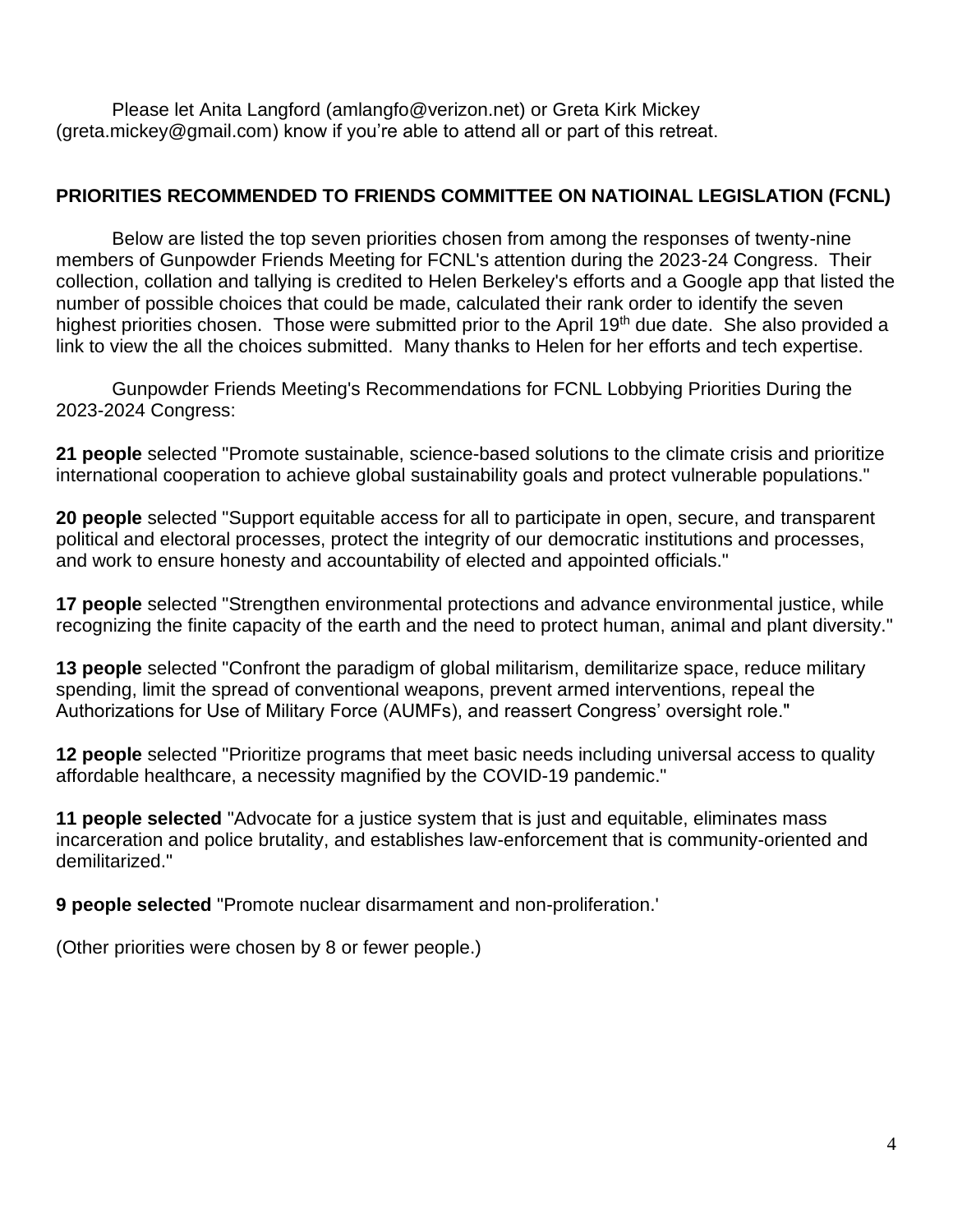Please let Anita Langford (amlangfo@verizon.net) or Greta Kirk Mickey (greta.mickey@gmail.com) know if you're able to attend all or part of this retreat.

**PRIORITIES RECOMMENDED TO FRIENDS COMMITTEE ON NATIOINAL LEGISLATION (FCNL)**

Below are listed the top seven priorities chosen from among the responses of twenty-nine members of Gunpowder Friends Meeting for FCNL's attention during the 2023-24 Congress. Their collection, collation and tallying is credited to Helen Berkeley's efforts and a Google app that listed the number of possible choices that could be made, calculated their rank order to identify the seven highest priorities chosen. Those were submitted prior to the April 19th due date. She also provided a link to view the all the choices submitted. Many thanks to Helen for her efforts and tech expertise.

Gunpowder Friends Meeting's Recommendations for FCNL Lobbying Priorities During the 2023-2024 Congress:

**21 people** selected "Promote sustainable, science-based solutions to the climate crisis and prioritize international cooperation to achieve global sustainability goals and protect vulnerable populations."

**20 people** selected "Support equitable access for all to participate in open, secure, and transparent political and electoral processes, protect the integrity of our democratic institutions and processes, and work to ensure honesty and accountability of elected and appointed officials."

**17 people** selected "Strengthen environmental protections and advance environmental justice, while recognizing the finite capacity of the earth and the need to protect human, animal and plant diversity."

**13 people** selected "Confront the paradigm of global militarism, demilitarize space, reduce military spending, limit the spread of conventional weapons, prevent armed interventions, repeal the Authorizations for Use of Military Force (AUMFs), and reassert Congress' oversight role."

**12 people** selected "Prioritize programs that meet basic needs including universal access to quality affordable healthcare, a necessity magnified by the COVID-19 pandemic."

**11 people selected** "Advocate for a justice system that is just and equitable, eliminates mass incarceration and police brutality, and establishes law-enforcement that is community-oriented and demilitarized."

**9 people selected** "Promote nuclear disarmament and non-proliferation.'

(Other priorities were chosen by 8 or fewer people.)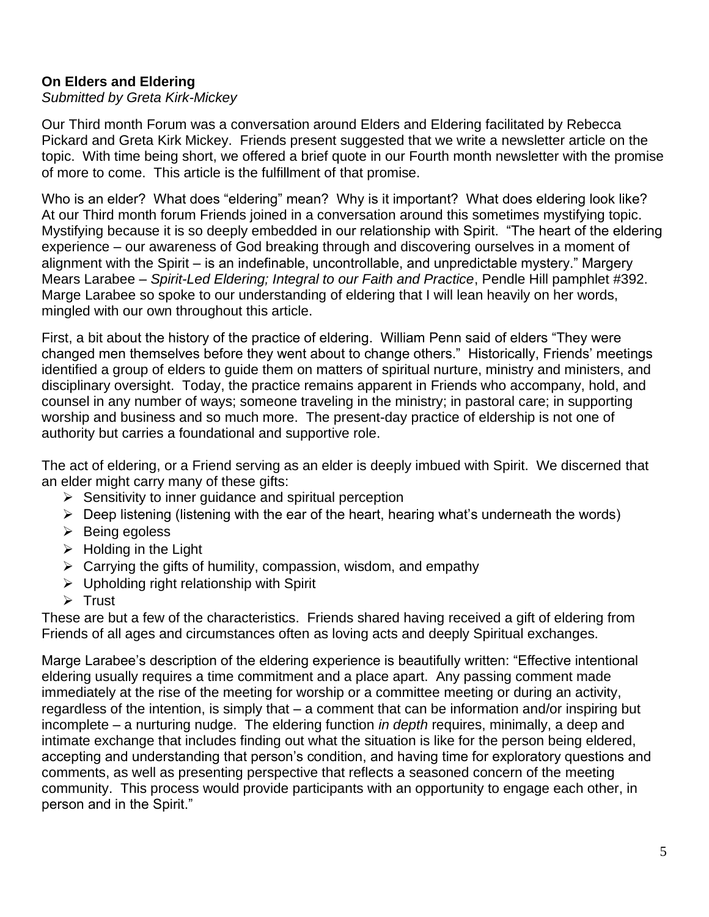**On Elders and Eldering**
*Submitted by Greta Kirk-Mickey*

Our Third month Forum was a conversation around Elders and Eldering facilitated by Rebecca Pickard and Greta Kirk Mickey. Friends present suggested that we write a newsletter article on the topic. With time being short, we offered a brief quote in our Fourth month newsletter with the promise of more to come. This article is the fulfillment of that promise.

Who is an elder? What does "eldering" mean? Why is it important? What does eldering look like? At our Third month forum Friends joined in a conversation around this sometimes mystifying topic. Mystifying because it is so deeply embedded in our relationship with Spirit. "The heart of the eldering experience – our awareness of God breaking through and discovering ourselves in a moment of alignment with the Spirit – is an indefinable, uncontrollable, and unpredictable mystery." Margery Mears Larabee – *Spirit-Led Eldering; Integral to our Faith and Practice*, Pendle Hill pamphlet #392. Marge Larabee so spoke to our understanding of eldering that I will lean heavily on her words, mingled with our own throughout this article.

First, a bit about the history of the practice of eldering. William Penn said of elders "They were changed men themselves before they went about to change others." Historically, Friends' meetings identified a group of elders to guide them on matters of spiritual nurture, ministry and ministers, and disciplinary oversight. Today, the practice remains apparent in Friends who accompany, hold, and counsel in any number of ways; someone traveling in the ministry; in pastoral care; in supporting worship and business and so much more. The present-day practice of eldership is not one of authority but carries a foundational and supportive role.

The act of eldering, or a Friend serving as an elder is deeply imbued with Spirit. We discerned that an elder might carry many of these gifts:

- Sensitivity to inner guidance and spiritual perception
- Deep listening (listening with the ear of the heart, hearing what's underneath the words)
- Being egoless
- Holding in the Light
- Carrying the gifts of humility, compassion, wisdom, and empathy
- Upholding right relationship with Spirit
- Trust

These are but a few of the characteristics. Friends shared having received a gift of eldering from Friends of all ages and circumstances often as loving acts and deeply Spiritual exchanges.

Marge Larabee's description of the eldering experience is beautifully written: "Effective intentional eldering usually requires a time commitment and a place apart. Any passing comment made immediately at the rise of the meeting for worship or a committee meeting or during an activity, regardless of the intention, is simply that – a comment that can be information and/or inspiring but incomplete – a nurturing nudge. The eldering function *in depth* requires, minimally, a deep and intimate exchange that includes finding out what the situation is like for the person being eldered, accepting and understanding that person's condition, and having time for exploratory questions and comments, as well as presenting perspective that reflects a seasoned concern of the meeting community. This process would provide participants with an opportunity to engage each other, in person and in the Spirit."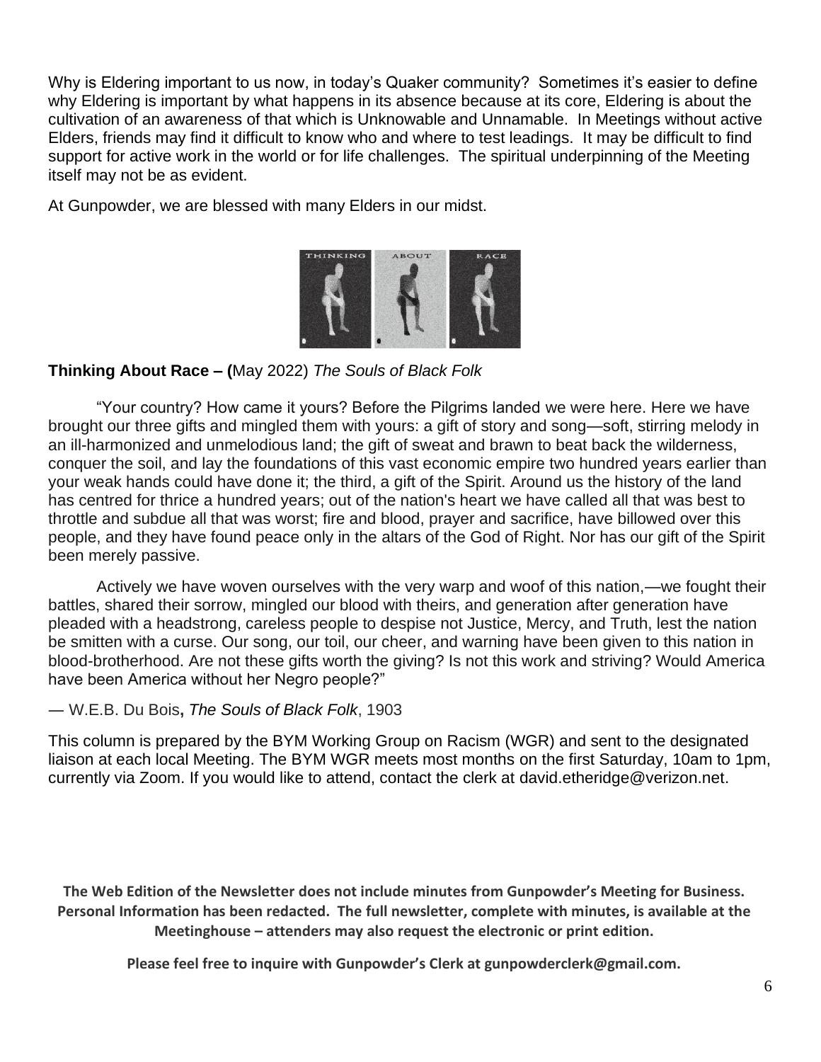Why is Eldering important to us now, in today's Quaker community? Sometimes it's easier to define why Eldering is important by what happens in its absence because at its core, Eldering is about the cultivation of an awareness of that which is Unknowable and Unnamable. In Meetings without active Elders, friends may find it difficult to know who and where to test leadings. It may be difficult to find support for active work in the world or for life challenges. The spiritual underpinning of the Meeting itself may not be as evident.

At Gunpowder, we are blessed with many Elders in our midst.

THINKING ABOUT RACE

**Thinking About Race – (**May 2022) *The Souls of Black Folk*

"Your country? How came it yours? Before the Pilgrims landed we were here. Here we have brought our three gifts and mingled them with yours: a gift of story and song—soft, stirring melody in an ill-harmonized and unmelodious land; the gift of sweat and brawn to beat back the wilderness, conquer the soil, and lay the foundations of this vast economic empire two hundred years earlier than your weak hands could have done it; the third, a gift of the Spirit. Around us the history of the land has centred for thrice a hundred years; out of the nation's heart we have called all that was best to throttle and subdue all that was worst; fire and blood, prayer and sacrifice, have billowed over this people, and they have found peace only in the altars of the God of Right. Nor has our gift of the Spirit been merely passive.

Actively we have woven ourselves with the very warp and woof of this nation,—we fought their battles, shared their sorrow, mingled our blood with theirs, and generation after generation have pleaded with a headstrong, careless people to despise not Justice, Mercy, and Truth, lest the nation be smitten with a curse. Our song, our toil, our cheer, and warning have been given to this nation in blood-brotherhood. Are not these gifts worth the giving? Is not this work and striving? Would America have been America without her Negro people?"

— W.E.B. Du Bois**,** *The Souls of Black Folk*, 1903

This column is prepared by the BYM Working Group on Racism (WGR) and sent to the designated liaison at each local Meeting. The BYM WGR meets most months on the first Saturday, 10am to 1pm, currently via Zoom. If you would like to attend, contact the clerk at david.etheridge@verizon.net.

**The Web Edition of the Newsletter does not include minutes from Gunpowder's Meeting for Business. Personal Information has been redacted. The full newsletter, complete with minutes, is available at the Meetinghouse – attenders may also request the electronic or print edition.**

**Please feel free to inquire with Gunpowder's Clerk at gunpowderclerk@gmail.com.**